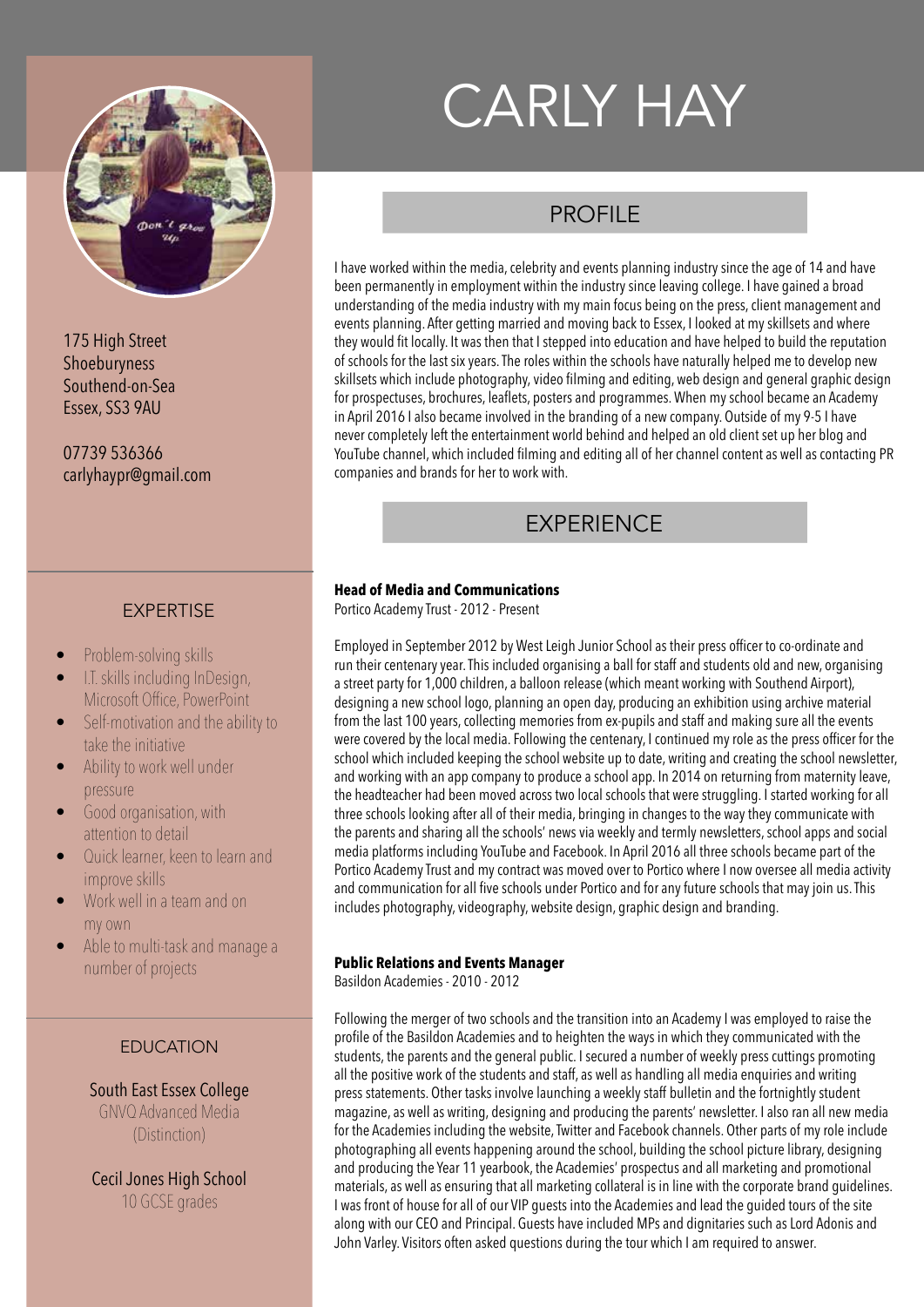# CARLY HAY

175 High Street
Shoeburyness
Southend-on-Sea
Essex, SS3 9AU

07739 536366
carlyhaypr@gmail.com

## EXPERTISE

- Problem-solving skills
- I.T. skills including InDesign, Microsoft Office, PowerPoint
- Self-motivation and the ability to take the initiative
- Ability to work well under pressure
- Good organisation, with attention to detail
- Quick learner, keen to learn and improve skills
- Work well in a team and on my own
- Able to multi-task and manage a number of projects

## EDUCATION

South East Essex College
GNVQ Advanced Media
(Distinction)

Cecil Jones High School
10 GCSE grades

## PROFILE

I have worked within the media, celebrity and events planning industry since the age of 14 and have been permanently in employment within the industry since leaving college. I have gained a broad understanding of the media industry with my main focus being on the press, client management and events planning. After getting married and moving back to Essex, I looked at my skillsets and where they would fit locally. It was then that I stepped into education and have helped to build the reputation of schools for the last six years. The roles within the schools have naturally helped me to develop new skillsets which include photography, video filming and editing, web design and general graphic design for prospectuses, brochures, leaflets, posters and programmes. When my school became an Academy in April 2016 I also became involved in the branding of a new company. Outside of my 9-5 I have never completely left the entertainment world behind and helped an old client set up her blog and YouTube channel, which included filming and editing all of her channel content as well as contacting PR companies and brands for her to work with.

## EXPERIENCE

**Head of Media and Communications**
Portico Academy Trust - 2012 - Present

Employed in September 2012 by West Leigh Junior School as their press officer to co-ordinate and run their centenary year. This included organising a ball for staff and students old and new, organising a street party for 1,000 children, a balloon release (which meant working with Southend Airport), designing a new school logo, planning an open day, producing an exhibition using archive material from the last 100 years, collecting memories from ex-pupils and staff and making sure all the events were covered by the local media. Following the centenary, I continued my role as the press officer for the school which included keeping the school website up to date, writing and creating the school newsletter, and working with an app company to produce a school app. In 2014 on returning from maternity leave, the headteacher had been moved across two local schools that were struggling. I started working for all three schools looking after all of their media, bringing in changes to the way they communicate with the parents and sharing all the schools' news via weekly and termly newsletters, school apps and social media platforms including YouTube and Facebook. In April 2016 all three schools became part of the Portico Academy Trust and my contract was moved over to Portico where I now oversee all media activity and communication for all five schools under Portico and for any future schools that may join us. This includes photography, videography, website design, graphic design and branding.

**Public Relations and Events Manager**
Basildon Academies - 2010 - 2012

Following the merger of two schools and the transition into an Academy I was employed to raise the profile of the Basildon Academies and to heighten the ways in which they communicated with the students, the parents and the general public. I secured a number of weekly press cuttings promoting all the positive work of the students and staff, as well as handling all media enquiries and writing press statements. Other tasks involve launching a weekly staff bulletin and the fortnightly student magazine, as well as writing, designing and producing the parents' newsletter. I also ran all new media for the Academies including the website, Twitter and Facebook channels. Other parts of my role include photographing all events happening around the school, building the school picture library, designing and producing the Year 11 yearbook, the Academies' prospectus and all marketing and promotional materials, as well as ensuring that all marketing collateral is in line with the corporate brand guidelines. I was front of house for all of our VIP guests into the Academies and lead the guided tours of the site along with our CEO and Principal. Guests have included MPs and dignitaries such as Lord Adonis and John Varley. Visitors often asked questions during the tour which I am required to answer.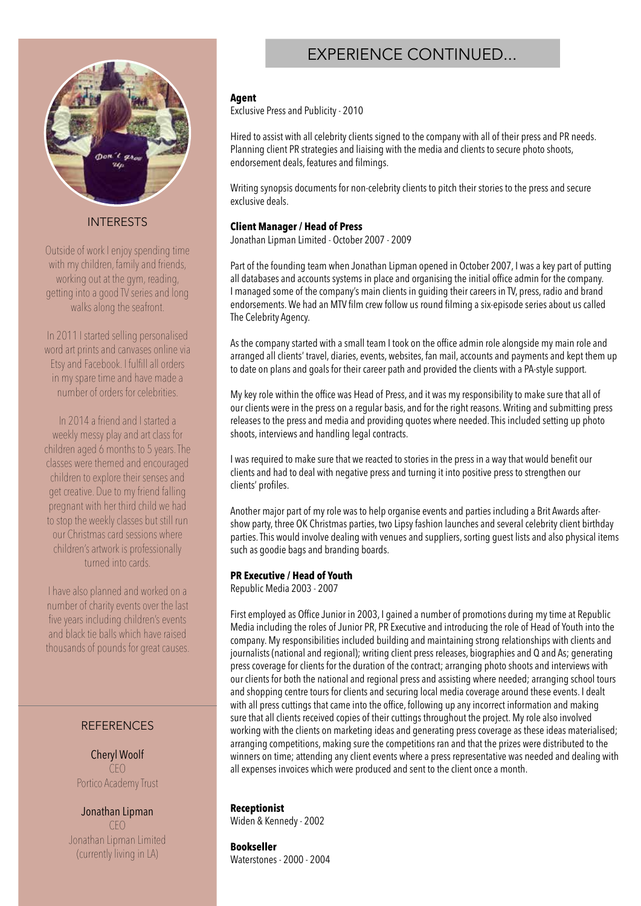## INTERESTS

Outside of work I enjoy spending time with my children, family and friends, working out at the gym, reading, getting into a good TV series and long walks along the seafront.

In 2011 I started selling personalised word art prints and canvases online via Etsy and Facebook. I fulfill all orders in my spare time and have made a number of orders for celebrities.

In 2014 a friend and I started a weekly messy play and art class for children aged 6 months to 5 years. The classes were themed and encouraged children to explore their senses and get creative. Due to my friend falling pregnant with her third child we had to stop the weekly classes but still run our Christmas card sessions where children's artwork is professionally turned into cards.

I have also planned and worked on a number of charity events over the last five years including children's events and black tie balls which have raised thousands of pounds for great causes.

## REFERENCES

Cheryl Woolf
CEO
Portico Academy Trust

Jonathan Lipman
CEO
Jonathan Lipman Limited
(currently living in LA)

# EXPERIENCE CONTINUED...

**Agent**
Exclusive Press and Publicity - 2010

Hired to assist with all celebrity clients signed to the company with all of their press and PR needs. Planning client PR strategies and liaising with the media and clients to secure photo shoots, endorsement deals, features and filmings.

Writing synopsis documents for non-celebrity clients to pitch their stories to the press and secure exclusive deals.

**Client Manager / Head of Press**
Jonathan Lipman Limited - October 2007 - 2009

Part of the founding team when Jonathan Lipman opened in October 2007, I was a key part of putting all databases and accounts systems in place and organising the initial office admin for the company. I managed some of the company's main clients in guiding their careers in TV, press, radio and brand endorsements. We had an MTV film crew follow us round filming a six-episode series about us called The Celebrity Agency.

As the company started with a small team I took on the office admin role alongside my main role and arranged all clients' travel, diaries, events, websites, fan mail, accounts and payments and kept them up to date on plans and goals for their career path and provided the clients with a PA-style support.

My key role within the office was Head of Press, and it was my responsibility to make sure that all of our clients were in the press on a regular basis, and for the right reasons. Writing and submitting press releases to the press and media and providing quotes where needed. This included setting up photo shoots, interviews and handling legal contracts.

I was required to make sure that we reacted to stories in the press in a way that would benefit our clients and had to deal with negative press and turning it into positive press to strengthen our clients' profiles.

Another major part of my role was to help organise events and parties including a Brit Awards after-show party, three OK Christmas parties, two Lipsy fashion launches and several celebrity client birthday parties. This would involve dealing with venues and suppliers, sorting guest lists and also physical items such as goodie bags and branding boards.

**PR Executive / Head of Youth**
Republic Media 2003 - 2007

First employed as Office Junior in 2003, I gained a number of promotions during my time at Republic Media including the roles of Junior PR, PR Executive and introducing the role of Head of Youth into the company. My responsibilities included building and maintaining strong relationships with clients and journalists (national and regional); writing client press releases, biographies and Q and As; generating press coverage for clients for the duration of the contract; arranging photo shoots and interviews with our clients for both the national and regional press and assisting where needed; arranging school tours and shopping centre tours for clients and securing local media coverage around these events. I dealt with all press cuttings that came into the office, following up any incorrect information and making sure that all clients received copies of their cuttings throughout the project. My role also involved working with the clients on marketing ideas and generating press coverage as these ideas materialised; arranging competitions, making sure the competitions ran and that the prizes were distributed to the winners on time; attending any client events where a press representative was needed and dealing with all expenses invoices which were produced and sent to the client once a month.

**Receptionist**
Widen & Kennedy - 2002

**Bookseller**
Waterstones - 2000 - 2004